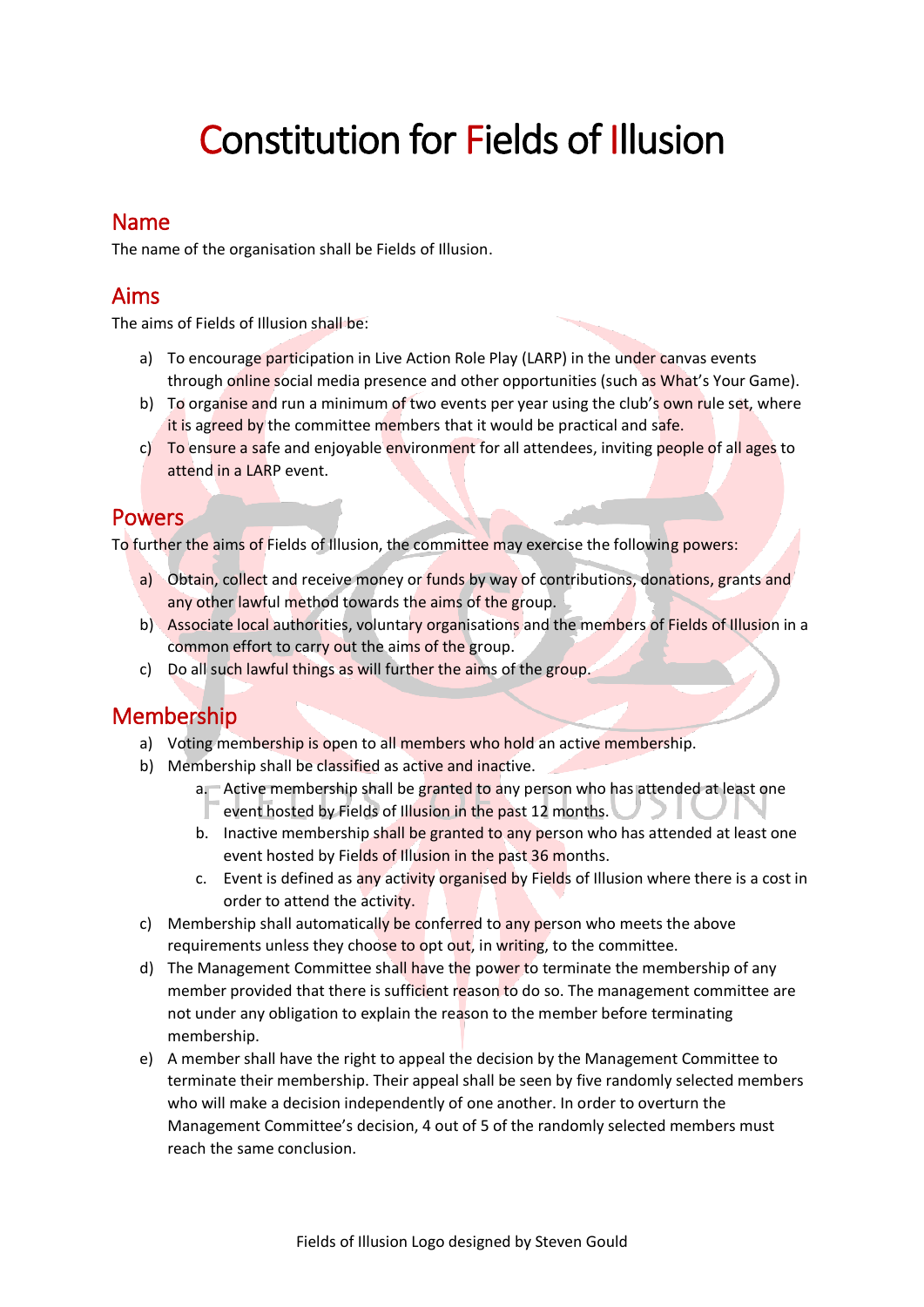# Constitution for Fields of Illusion

## Name

The name of the organisation shall be Fields of Illusion.

## Aims

The aims of Fields of Illusion shall be:

a) To encourage participation in Live Action Role Play (LARP) in the under canvas events through online social media presence and other opportunities (such as What's Your Game).
b) To organise and run a minimum of two events per year using the club's own rule set, where it is agreed by the committee members that it would be practical and safe.
c) To ensure a safe and enjoyable environment for all attendees, inviting people of all ages to attend in a LARP event.

## Powers

To further the aims of Fields of Illusion, the committee may exercise the following powers:

a) Obtain, collect and receive money or funds by way of contributions, donations, grants and any other lawful method towards the aims of the group.
b) Associate local authorities, voluntary organisations and the members of Fields of Illusion in a common effort to carry out the aims of the group.
c) Do all such lawful things as will further the aims of the group.

## Membership

a) Voting membership is open to all members who hold an active membership.
b) Membership shall be classified as active and inactive.
    a. Active membership shall be granted to any person who has attended at least one event hosted by Fields of Illusion in the past 12 months.
    b. Inactive membership shall be granted to any person who has attended at least one event hosted by Fields of Illusion in the past 36 months.
    c. Event is defined as any activity organised by Fields of Illusion where there is a cost in order to attend the activity.
c) Membership shall automatically be conferred to any person who meets the above requirements unless they choose to opt out, in writing, to the committee.
d) The Management Committee shall have the power to terminate the membership of any member provided that there is sufficient reason to do so. The management committee are not under any obligation to explain the reason to the member before terminating membership.
e) A member shall have the right to appeal the decision by the Management Committee to terminate their membership. Their appeal shall be seen by five randomly selected members who will make a decision independently of one another. In order to overturn the Management Committee's decision, 4 out of 5 of the randomly selected members must reach the same conclusion.

Fields of Illusion Logo designed by Steven Gould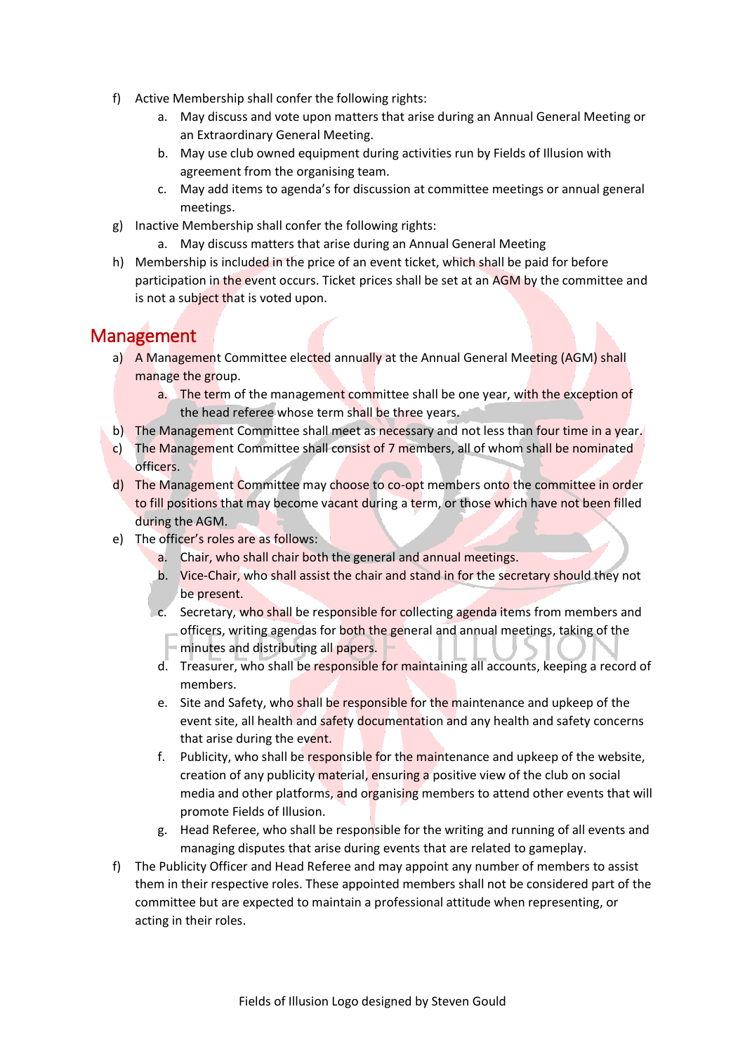f) Active Membership shall confer the following rights:
    a. May discuss and vote upon matters that arise during an Annual General Meeting or an Extraordinary General Meeting.
    b. May use club owned equipment during activities run by Fields of Illusion with agreement from the organising team.
    c. May add items to agenda's for discussion at committee meetings or annual general meetings.
g) Inactive Membership shall confer the following rights:
    a. May discuss matters that arise during an Annual General Meeting
h) Membership is included in the price of an event ticket, which shall be paid for before participation in the event occurs. Ticket prices shall be set at an AGM by the committee and is not a subject that is voted upon.

## Management

a) A Management Committee elected annually at the Annual General Meeting (AGM) shall manage the group.
    a. The term of the management committee shall be one year, with the exception of the head referee whose term shall be three years.
b) The Management Committee shall meet as necessary and not less than four time in a year.
c) The Management Committee shall consist of 7 members, all of whom shall be nominated officers.
d) The Management Committee may choose to co-opt members onto the committee in order to fill positions that may become vacant during a term, or those which have not been filled during the AGM.
e) The officer's roles are as follows:
    a. Chair, who shall chair both the general and annual meetings.
    b. Vice-Chair, who shall assist the chair and stand in for the secretary should they not be present.
    c. Secretary, who shall be responsible for collecting agenda items from members and officers, writing agendas for both the general and annual meetings, taking of the minutes and distributing all papers.
    d. Treasurer, who shall be responsible for maintaining all accounts, keeping a record of members.
    e. Site and Safety, who shall be responsible for the maintenance and upkeep of the event site, all health and safety documentation and any health and safety concerns that arise during the event.
    f. Publicity, who shall be responsible for the maintenance and upkeep of the website, creation of any publicity material, ensuring a positive view of the club on social media and other platforms, and organising members to attend other events that will promote Fields of Illusion.
    g. Head Referee, who shall be responsible for the writing and running of all events and managing disputes that arise during events that are related to gameplay.
f) The Publicity Officer and Head Referee and may appoint any number of members to assist them in their respective roles. These appointed members shall not be considered part of the committee but are expected to maintain a professional attitude when representing, or acting in their roles.

Fields of Illusion Logo designed by Steven Gould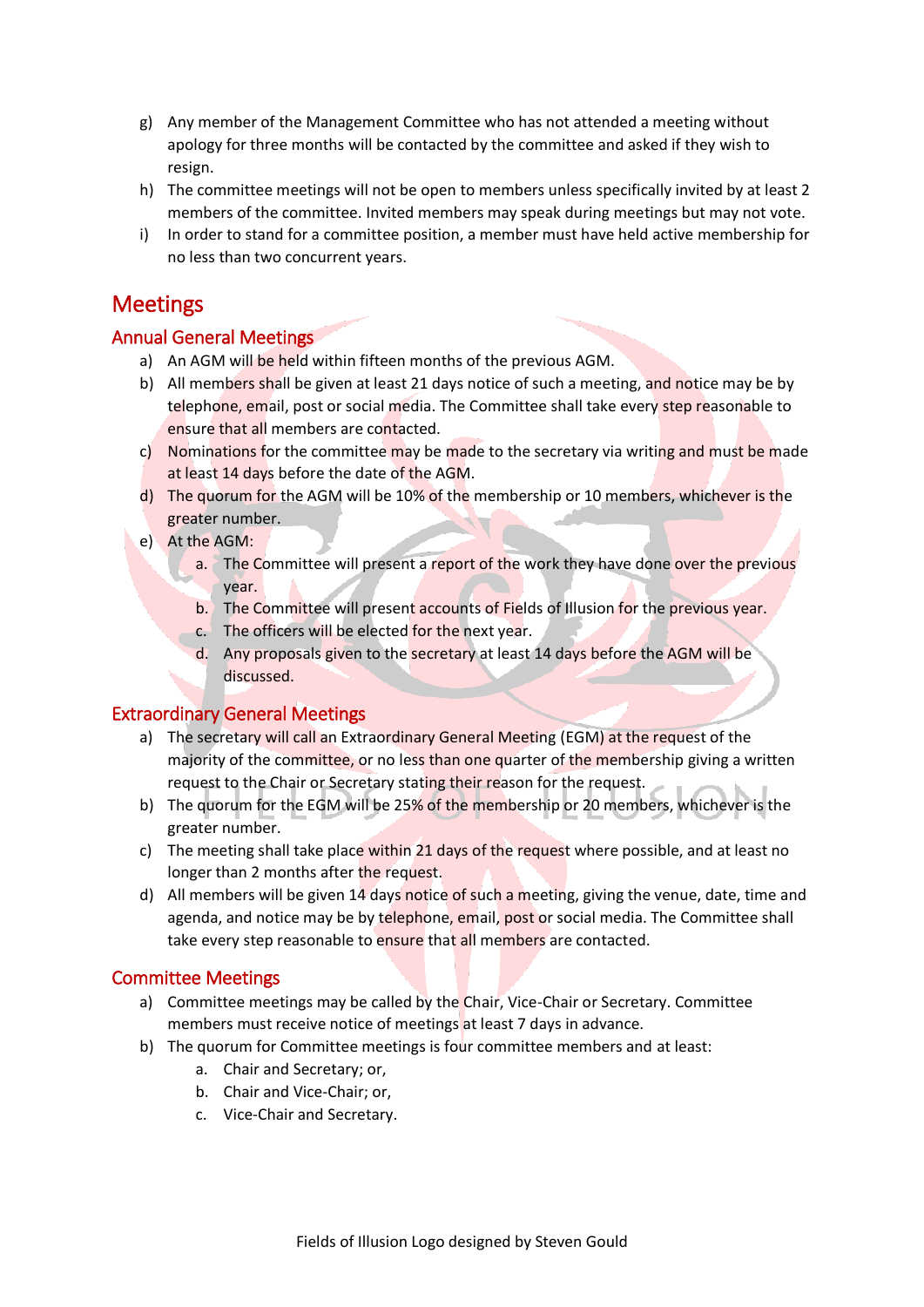g) Any member of the Management Committee who has not attended a meeting without apology for three months will be contacted by the committee and asked if they wish to resign.

h) The committee meetings will not be open to members unless specifically invited by at least 2 members of the committee. Invited members may speak during meetings but may not vote.

i) In order to stand for a committee position, a member must have held active membership for no less than two concurrent years.

# Meetings

## Annual General Meetings

a) An AGM will be held within fifteen months of the previous AGM.

b) All members shall be given at least 21 days notice of such a meeting, and notice may be by telephone, email, post or social media. The Committee shall take every step reasonable to ensure that all members are contacted.

c) Nominations for the committee may be made to the secretary via writing and must be made at least 14 days before the date of the AGM.

d) The quorum for the AGM will be 10% of the membership or 10 members, whichever is the greater number.

e) At the AGM:
   a. The Committee will present a report of the work they have done over the previous year.
   b. The Committee will present accounts of Fields of Illusion for the previous year.
   c. The officers will be elected for the next year.
   d. Any proposals given to the secretary at least 14 days before the AGM will be discussed.

## Extraordinary General Meetings

a) The secretary will call an Extraordinary General Meeting (EGM) at the request of the majority of the committee, or no less than one quarter of the membership giving a written request to the Chair or Secretary stating their reason for the request.

b) The quorum for the EGM will be 25% of the membership or 20 members, whichever is the greater number.

c) The meeting shall take place within 21 days of the request where possible, and at least no longer than 2 months after the request.

d) All members will be given 14 days notice of such a meeting, giving the venue, date, time and agenda, and notice may be by telephone, email, post or social media. The Committee shall take every step reasonable to ensure that all members are contacted.

## Committee Meetings

a) Committee meetings may be called by the Chair, Vice-Chair or Secretary. Committee members must receive notice of meetings at least 7 days in advance.

b) The quorum for Committee meetings is four committee members and at least:
   a. Chair and Secretary; or,
   b. Chair and Vice-Chair; or,
   c. Vice-Chair and Secretary.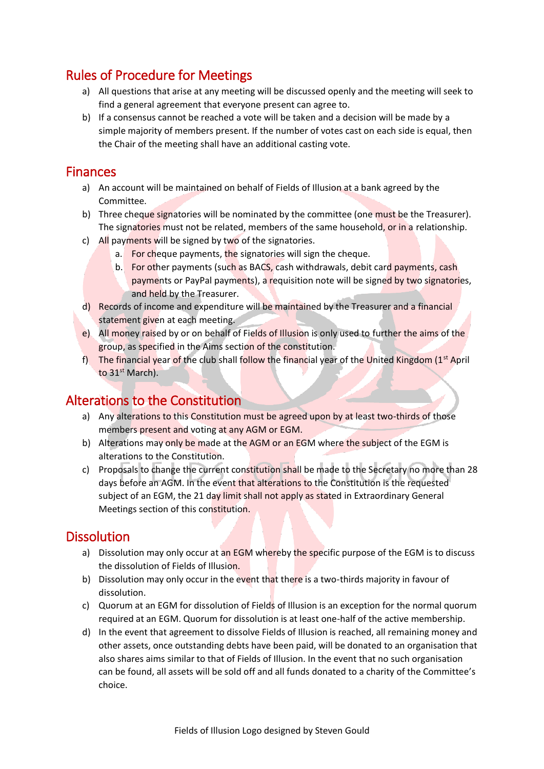## Rules of Procedure for Meetings

a) All questions that arise at any meeting will be discussed openly and the meeting will seek to find a general agreement that everyone present can agree to.

b) If a consensus cannot be reached a vote will be taken and a decision will be made by a simple majority of members present. If the number of votes cast on each side is equal, then the Chair of the meeting shall have an additional casting vote.

## Finances

a) An account will be maintained on behalf of Fields of Illusion at a bank agreed by the Committee.

b) Three cheque signatories will be nominated by the committee (one must be the Treasurer). The signatories must not be related, members of the same household, or in a relationship.

c) All payments will be signed by two of the signatories.
   a. For cheque payments, the signatories will sign the cheque.
   b. For other payments (such as BACS, cash withdrawals, debit card payments, cash payments or PayPal payments), a requisition note will be signed by two signatories, and held by the Treasurer.

d) Records of income and expenditure will be maintained by the Treasurer and a financial statement given at each meeting.

e) All money raised by or on behalf of Fields of Illusion is only used to further the aims of the group, as specified in the Aims section of the constitution.

f) The financial year of the club shall follow the financial year of the United Kingdom (1st April to 31st March).

## Alterations to the Constitution

a) Any alterations to this Constitution must be agreed upon by at least two-thirds of those members present and voting at any AGM or EGM.

b) Alterations may only be made at the AGM or an EGM where the subject of the EGM is alterations to the Constitution.

c) Proposals to change the current constitution shall be made to the Secretary no more than 28 days before an AGM. In the event that alterations to the Constitution is the requested subject of an EGM, the 21 day limit shall not apply as stated in Extraordinary General Meetings section of this constitution.

## Dissolution

a) Dissolution may only occur at an EGM whereby the specific purpose of the EGM is to discuss the dissolution of Fields of Illusion.

b) Dissolution may only occur in the event that there is a two-thirds majority in favour of dissolution.

c) Quorum at an EGM for dissolution of Fields of Illusion is an exception for the normal quorum required at an EGM. Quorum for dissolution is at least one-half of the active membership.

d) In the event that agreement to dissolve Fields of Illusion is reached, all remaining money and other assets, once outstanding debts have been paid, will be donated to an organisation that also shares aims similar to that of Fields of Illusion. In the event that no such organisation can be found, all assets will be sold off and all funds donated to a charity of the Committee's choice.

Fields of Illusion Logo designed by Steven Gould